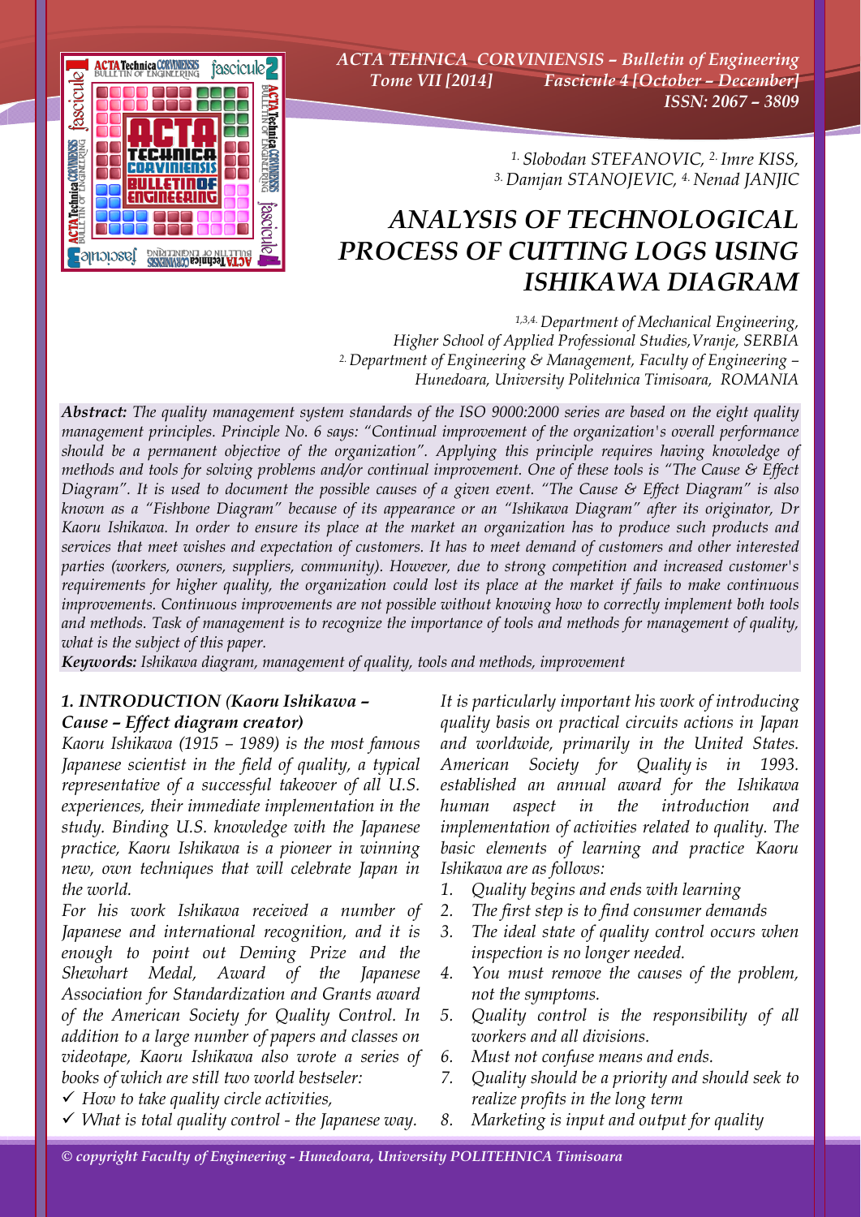# ANALYSIS OF TECHNOLOGICAL PROCESS OF CUTTING LOGS USING ISHIKAWA DIAGRAM

[1.] Slobodan STEFANOVIC, [2.] Imre KISS, [3.] Damjan STANOJEVIC, [4.] Nenad JANJIC

[1,3,4.] Department of Mechanical Engineering, Higher School of Applied Professional Studies,Vranje, SERBIA
[2.] Department of Engineering & Management, Faculty of Engineering – Hunedoara, University Politehnica Timisoara, ROMANIA

***Abstract:*** *The quality management system standards of the ISO 9000:2000 series are based on the eight quality management principles. Principle No. 6 says: "Continual improvement of the organization's overall performance should be a permanent objective of the organization". Applying this principle requires having knowledge of methods and tools for solving problems and/or continual improvement. One of these tools is "The Cause & Effect Diagram". It is used to document the possible causes of a given event. "The Cause & Effect Diagram" is also known as a "Fishbone Diagram" because of its appearance or an "Ishikawa Diagram" after its originator, Dr Kaoru Ishikawa. In order to ensure its place at the market an organization has to produce such products and services that meet wishes and expectation of customers. It has to meet demand of customers and other interested parties (workers, owners, suppliers, community). However, due to strong competition and increased customer's requirements for higher quality, the organization could lost its place at the market if fails to make continuous improvements. Continuous improvements are not possible without knowing how to correctly implement both tools and methods. Task of management is to recognize the importance of tools and methods for management of quality, what is the subject of this paper.*

***Keywords:*** *Ishikawa diagram, management of quality, tools and methods, improvement*

## *1. INTRODUCTION (Kaoru Ishikawa – Cause – Effect diagram creator)*

*Kaoru Ishikawa (1915 – 1989) is the most famous Japanese scientist in the field of quality, a typical representative of a successful takeover of all U.S. experiences, their immediate implementation in the study. Binding U.S. knowledge with the Japanese practice, Kaoru Ishikawa is a pioneer in winning new, own techniques that will celebrate Japan in the world.*

*For his work Ishikawa received a number of Japanese and international recognition, and it is enough to point out Deming Prize and the Shewhart Medal, Award of the Japanese Association for Standardization and Grants award of the American Society for Quality Control. In addition to a large number of papers and classes on videotape, Kaoru Ishikawa also wrote a series of books of which are still two world bestseler:*

- ✓ *How to take quality circle activities,*
- ✓ *What is total quality control - the Japanese way.*

*It is particularly important his work of introducing quality basis on practical circuits actions in Japan and worldwide, primarily in the United States. American Society for Quality is in 1993. established an annual award for the Ishikawa human aspect in the introduction and implementation of activities related to quality. The basic elements of learning and practice Kaoru Ishikawa are as follows:*

1. *Quality begins and ends with learning*
2. *The first step is to find consumer demands*
3. *The ideal state of quality control occurs when inspection is no longer needed.*
4. *You must remove the causes of the problem, not the symptoms.*
5. *Quality control is the responsibility of all workers and all divisions.*
6. *Must not confuse means and ends.*
7. *Quality should be a priority and should seek to realize profits in the long term*
8. *Marketing is input and output for quality*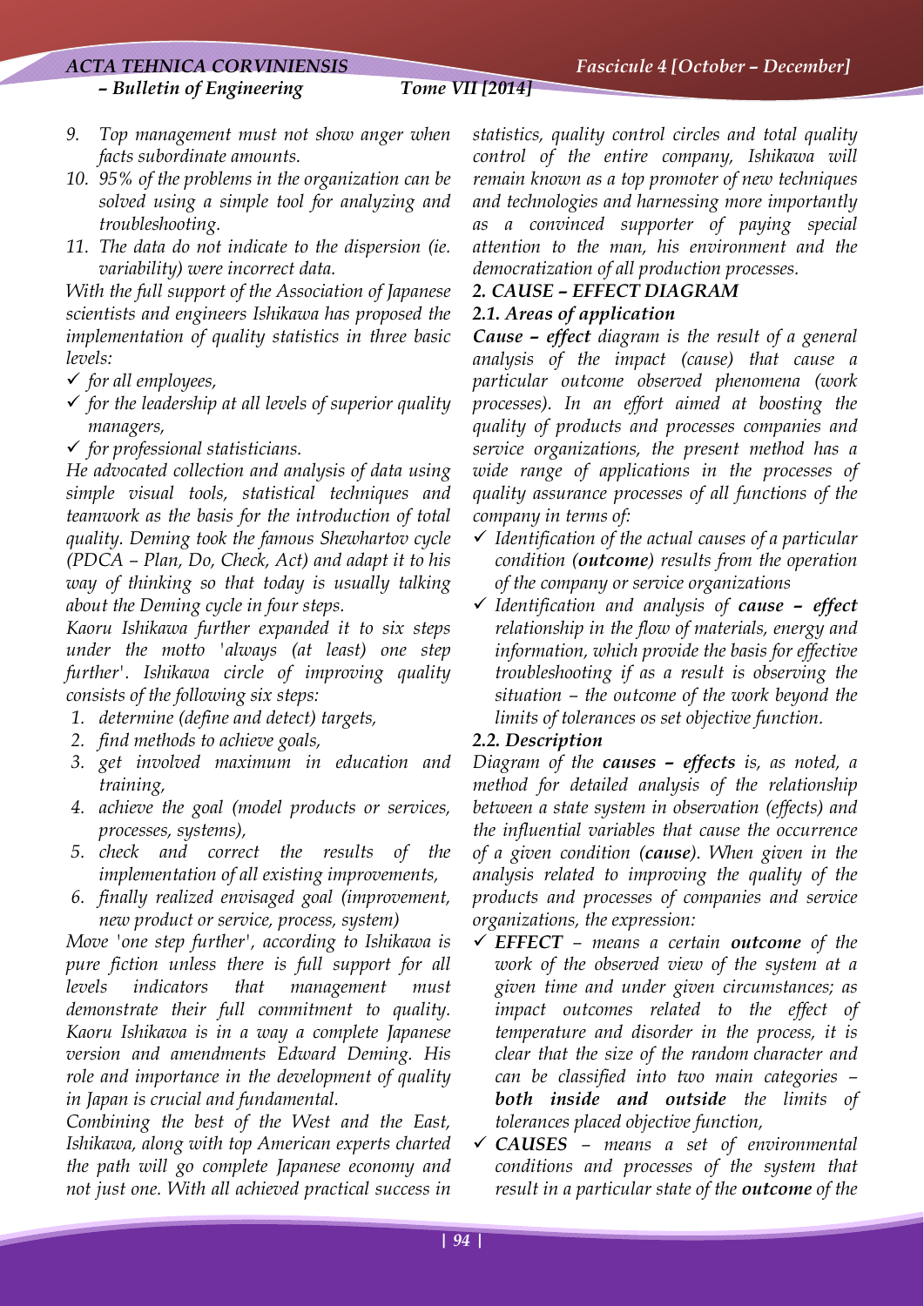9. *Top management must not show anger when facts subordinate amounts.*
10. *95% of the problems in the organization can be solved using a simple tool for analyzing and troubleshooting.*
11. *The data do not indicate to the dispersion (ie. variability) were incorrect data.*

*With the full support of the Association of Japanese scientists and engineers Ishikawa has proposed the implementation of quality statistics in three basic levels:*

- ✓ *for all employees,*
- ✓ *for the leadership at all levels of superior quality managers,*
- ✓ *for professional statisticians.*

*He advocated collection and analysis of data using simple visual tools, statistical techniques and teamwork as the basis for the introduction of total quality. Deming took the famous Shewhartov cycle (PDCA – Plan, Do, Check, Act) and adapt it to his way of thinking so that today is usually talking about the Deming cycle in four steps.*

*Kaoru Ishikawa further expanded it to six steps under the motto 'always (at least) one step further'. Ishikawa circle of improving quality consists of the following six steps:*

1. *determine (define and detect) targets,*
2. *find methods to achieve goals,*
3. *get involved maximum in education and training,*
4. *achieve the goal (model products or services, processes, systems),*
5. *check and correct the results of the implementation of all existing improvements,*
6. *finally realized envisaged goal (improvement, new product or service, process, system)*

*Move 'one step further', according to Ishikawa is pure fiction unless there is full support for all levels indicators that management must demonstrate their full commitment to quality. Kaoru Ishikawa is in a way a complete Japanese version and amendments Edward Deming. His role and importance in the development of quality in Japan is crucial and fundamental.*

*Combining the best of the West and the East, Ishikawa, along with top American experts charted the path will go complete Japanese economy and not just one. With all achieved practical success in statistics, quality control circles and total quality control of the entire company, Ishikawa will remain known as a top promoter of new techniques and technologies and harnessing more importantly as a convinced supporter of paying special attention to the man, his environment and the democratization of all production processes.*

## *2. CAUSE – EFFECT DIAGRAM*

### *2.1. Areas of application*

***Cause – effect*** *diagram is the result of a general analysis of the impact (cause) that cause a particular outcome observed phenomena (work processes). In an effort aimed at boosting the quality of products and processes companies and service organizations, the present method has a wide range of applications in the processes of quality assurance processes of all functions of the company in terms of:*

- ✓ *Identification of the actual causes of a particular condition (**outcome**) results from the operation of the company or service organizations*
- ✓ *Identification and analysis of **cause – effect** relationship in the flow of materials, energy and information, which provide the basis for effective troubleshooting if as a result is observing the situation – the outcome of the work beyond the limits of tolerances os set objective function.*

### *2.2. Description*

*Diagram of the **causes – effects** is, as noted, a method for detailed analysis of the relationship between a state system in observation (effects) and the influential variables that cause the occurrence of a given condition (**cause**). When given in the analysis related to improving the quality of the products and processes of companies and service organizations, the expression:*

- ✓ ***EFFECT*** *– means a certain **outcome** of the work of the observed view of the system at a given time and under given circumstances; as impact outcomes related to the effect of temperature and disorder in the process, it is clear that the size of the random character and can be classified into two main categories – **both inside and outside** the limits of tolerances placed objective function,*
- ✓ ***CAUSES*** *– means a set of environmental conditions and processes of the system that result in a particular state of the **outcome** of the*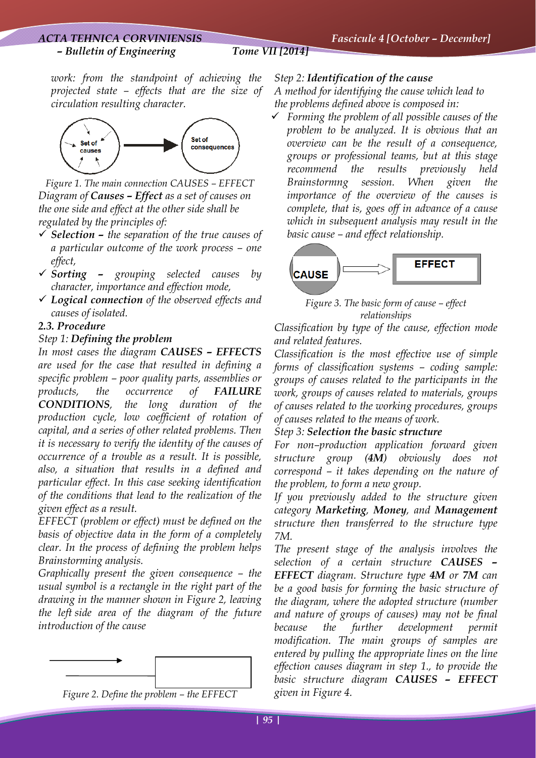*work: from the standpoint of achieving the projected state – effects that are the size of circulation resulting character.*

*Figure 1. The main connection CAUSES – EFFECT*

*Diagram of **Causes – Effect** as a set of causes on the one side and effect at the other side shall be regulated by the principles of:*

- ***Selection –** the separation of the true causes of a particular outcome of the work process – one effect,*
- ***Sorting –** grouping selected causes by character, importance and effection mode,*
- ***Logical connection** of the observed effects and causes of isolated.*

### *2.3. Procedure*

*Step 1: **Defining the problem***

*In most cases the diagram **CAUSES – EFFECTS** are used for the case that resulted in defining a specific problem – poor quality parts, assemblies or products, the occurrence of **FAILURE CONDITIONS**, the long duration of the production cycle, low coefficient of rotation of capital, and a series of other related problems. Then it is necessary to verify the identity of the causes of occurrence of a trouble as a result. It is possible, also, a situation that results in a defined and particular effect. In this case seeking identification of the conditions that lead to the realization of the given effect as a result.*

*EFFECT (problem or effect) must be defined on the basis of objective data in the form of a completely clear. In the process of defining the problem helps Brainstorming analysis.*

*Graphically present the given consequence – the usual symbol is a rectangle in the right part of the drawing in the manner shown in Figure 2, leaving the left side area of the diagram of the future introduction of the cause*

*Figure 2. Define the problem – the EFFECT*

*Step 2: **Identification of the cause***

*A method for identifying the cause which lead to the problems defined above is composed in:*

- *Forming the problem of all possible causes of the problem to be analyzed. It is obvious that an overview can be the result of a consequence, groups or professional teams, but at this stage recommend the results previously held Brainstormng session. When given the importance of the overview of the causes is complete, that is, goes off in advance of a cause which in subsequent analysis may result in the basic cause – and effect relationship.*

*Figure 3. The basic form of cause – effect relationships*

*Classification by type of the cause, effection mode and related features.*

*Classification is the most effective use of simple forms of classification systems – coding sample: groups of causes related to the participants in the work, groups of causes related to materials, groups of causes related to the working procedures, groups of causes related to the means of work.*

*Step 3: **Selection the basic structure***

*For non–production application forward given structure group **(4M)** obviously does not correspond – it takes depending on the nature of the problem, to form a new group.*

*If you previously added to the structure given category **Marketing**, **Money**, and **Management** structure then transferred to the structure type 7M.*

*The present stage of the analysis involves the selection of a certain structure **CAUSES – EFFECT** diagram. Structure type **4M** or **7M** can be a good basis for forming the basic structure of the diagram, where the adopted structure (number and nature of groups of causes) may not be final because the further development permit modification. The main groups of samples are entered by pulling the appropriate lines on the line effection causes diagram in step 1., to provide the basic structure diagram **CAUSES – EFFECT** given in Figure 4.*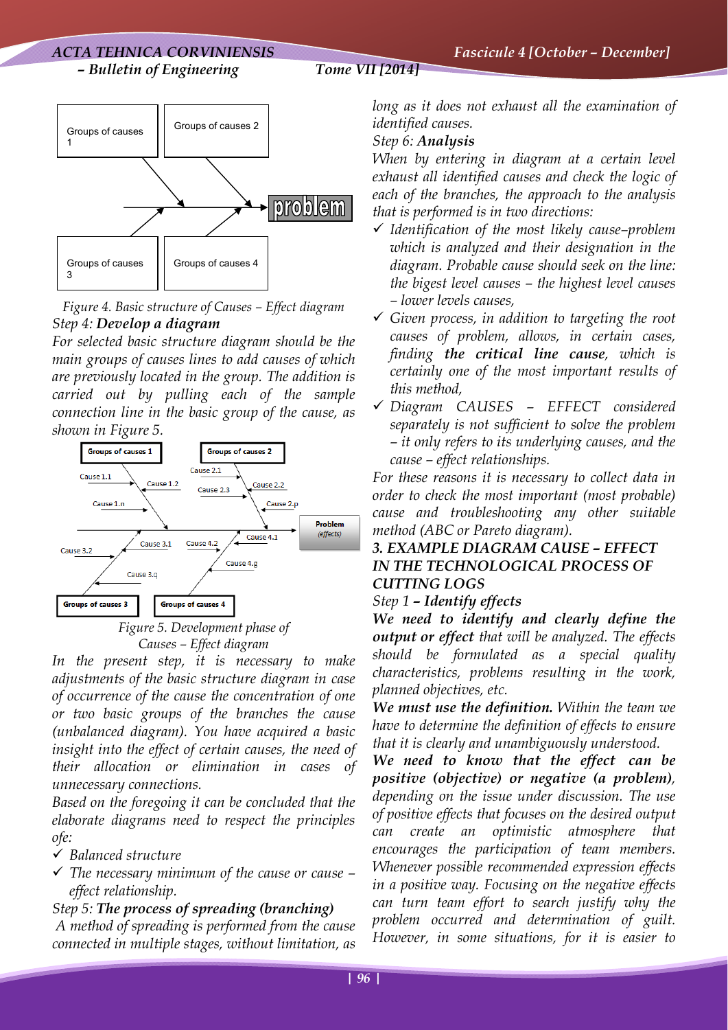*Figure 4. Basic structure of Causes – Effect diagram*

*Step 4:* ***Develop a diagram***

*For selected basic structure diagram should be the main groups of causes lines to add causes of which are previously located in the group. The addition is carried out by pulling each of the sample connection line in the basic group of the cause, as shown in Figure 5.*

*Figure 5. Development phase of Causes – Effect diagram*

*In the present step, it is necessary to make adjustments of the basic structure diagram in case of occurrence of the cause the concentration of one or two basic groups of the branches the cause (unbalanced diagram). You have acquired a basic insight into the effect of certain causes, the need of their allocation or elimination in cases of unnecessary connections.*

*Based on the foregoing it can be concluded that the elaborate diagrams need to respect the principles ofe:*

- ✓ *Balanced structure*
- ✓ *The necessary minimum of the cause or cause – effect relationship.*

*Step 5:* ***The process of spreading (branching)***

*A method of spreading is performed from the cause connected in multiple stages, without limitation, as long as it does not exhaust all the examination of identified causes.*

*Step 6:* ***Analysis***

*When by entering in diagram at a certain level exhaust all identified causes and check the logic of each of the branches, the approach to the analysis that is performed is in two directions:*

- ✓ *Identification of the most likely cause–problem which is analyzed and their designation in the diagram. Probable cause should seek on the line: the bigest level causes – the highest level causes – lower levels causes,*
- ✓ *Given process, in addition to targeting the root causes of problem, allows, in certain cases, finding* ***the critical line cause****, which is certainly one of the most important results of this method,*
- ✓ *Diagram CAUSES – EFFECT considered separately is not sufficient to solve the problem – it only refers to its underlying causes, and the cause – effect relationships.*

*For these reasons it is necessary to collect data in order to check the most important (most probable) cause and troubleshooting any other suitable method (ABC or Pareto diagram).*

## *3. EXAMPLE DIAGRAM CAUSE – EFFECT IN THE TECHNOLOGICAL PROCESS OF CUTTING LOGS*

*Step 1* ***– Identify effects***

***We need to identify and clearly define the output or effect*** *that will be analyzed. The effects should be formulated as a special quality characteristics, problems resulting in the work, planned objectives, etc.*

***We must use the definition.*** *Within the team we have to determine the definition of effects to ensure that it is clearly and unambiguously understood.*

***We need to know that the effect can be positive (objective) or negative (a problem),*** *depending on the issue under discussion. The use of positive effects that focuses on the desired output can create an optimistic atmosphere that encourages the participation of team members. Whenever possible recommended expression effects in a positive way. Focusing on the negative effects can turn team effort to search justify why the problem occurred and determination of guilt. However, in some situations, for it is easier to*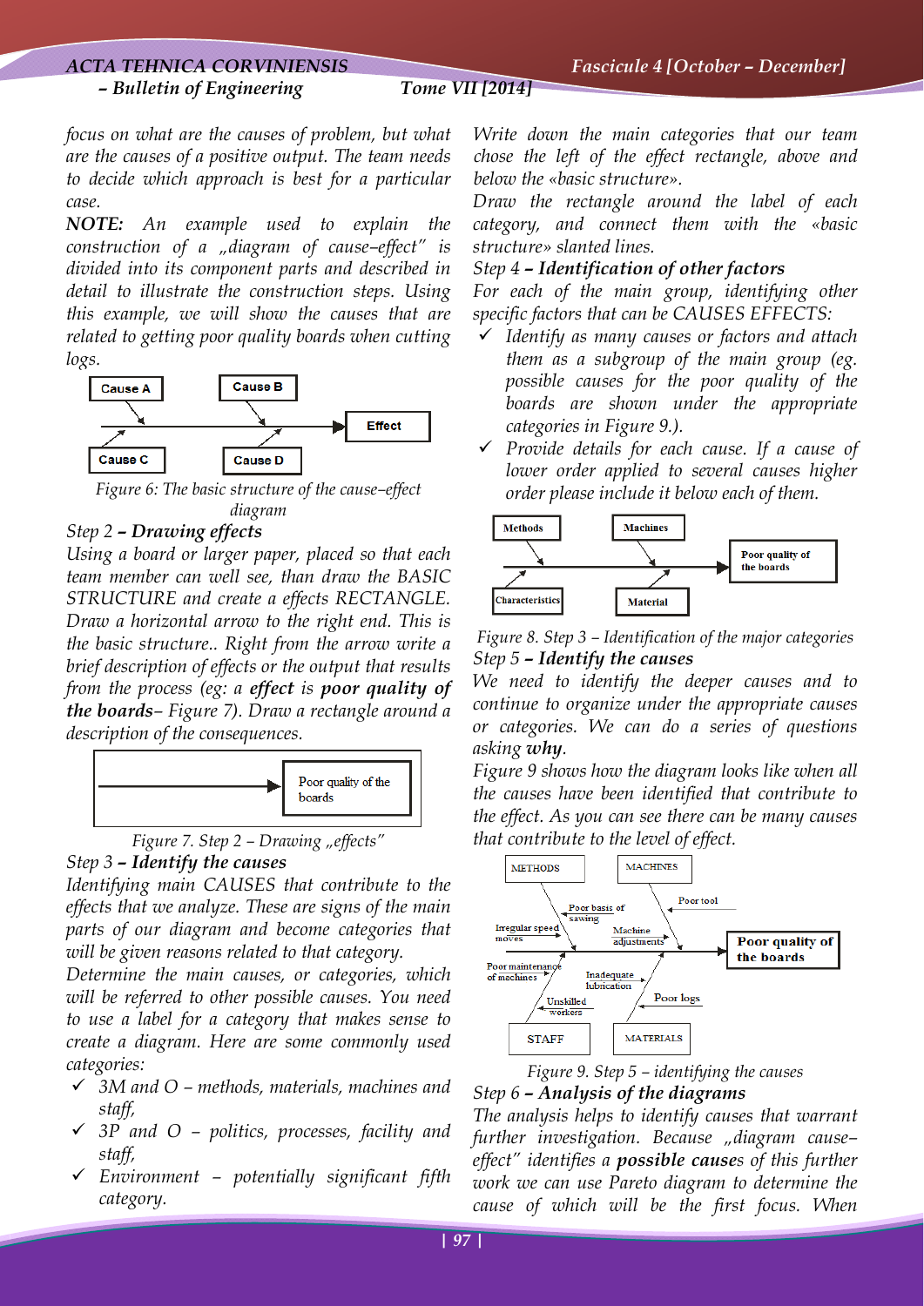focus on what are the causes of problem, but what are the causes of a positive output. The team needs to decide which approach is best for a particular case.

***NOTE:*** *An example used to explain the construction of a „diagram of cause–effect" is divided into its component parts and described in detail to illustrate the construction steps. Using this example, we will show the causes that are related to getting poor quality boards when cutting logs.*

Figure 6: The basic structure of the cause–effect diagram

*Step 2 – **Drawing effects***

*Using a board or larger paper, placed so that each team member can well see, than draw the BASIC STRUCTURE and create a effects RECTANGLE. Draw a horizontal arrow to the right end. This is the basic structure.. Right from the arrow write a brief description of effects or the output that results from the process (eg: a **effect** is **poor quality of the boards**– Figure 7). Draw a rectangle around a description of the consequences.*

Figure 7. Step 2 – Drawing „effects"

*Step 3 – **Identify the causes***

*Identifying main CAUSES that contribute to the effects that we analyze. These are signs of the main parts of our diagram and become categories that will be given reasons related to that category.*

*Determine the main causes, or categories, which will be referred to other possible causes. You need to use a label for a category that makes sense to create a diagram. Here are some commonly used categories:*

- *3M and O – methods, materials, machines and staff,*
- *3P and O – politics, processes, facility and staff,*
- *Environment – potentially significant fifth category.*

*Write down the main categories that our team chose the left of the effect rectangle, above and below the «basic structure».*

*Draw the rectangle around the label of each category, and connect them with the «basic structure» slanted lines.*

*Step 4 – **Identification of other factors***

*For each of the main group, identifying other specific factors that can be CAUSES EFFECTS:*

- *Identify as many causes or factors and attach them as a subgroup of the main group (eg. possible causes for the poor quality of the boards are shown under the appropriate categories in Figure 9.).*
- *Provide details for each cause. If a cause of lower order applied to several causes higher order please include it below each of them.*

Figure 8. Step 3 – Identification of the major categories

*Step 5 – **Identify the causes***

*We need to identify the deeper causes and to continue to organize under the appropriate causes or categories. We can do a series of questions asking **why**.*

*Figure 9 shows how the diagram looks like when all the causes have been identified that contribute to the effect. As you can see there can be many causes that contribute to the level of effect.*

Figure 9. Step 5 – identifying the causes

*Step 6 – **Analysis of the diagrams***

*The analysis helps to identify causes that warrant further investigation. Because „diagram cause–effect" identifies a **possible cause**s of this further work we can use Pareto diagram to determine the cause of which will be the first focus. When*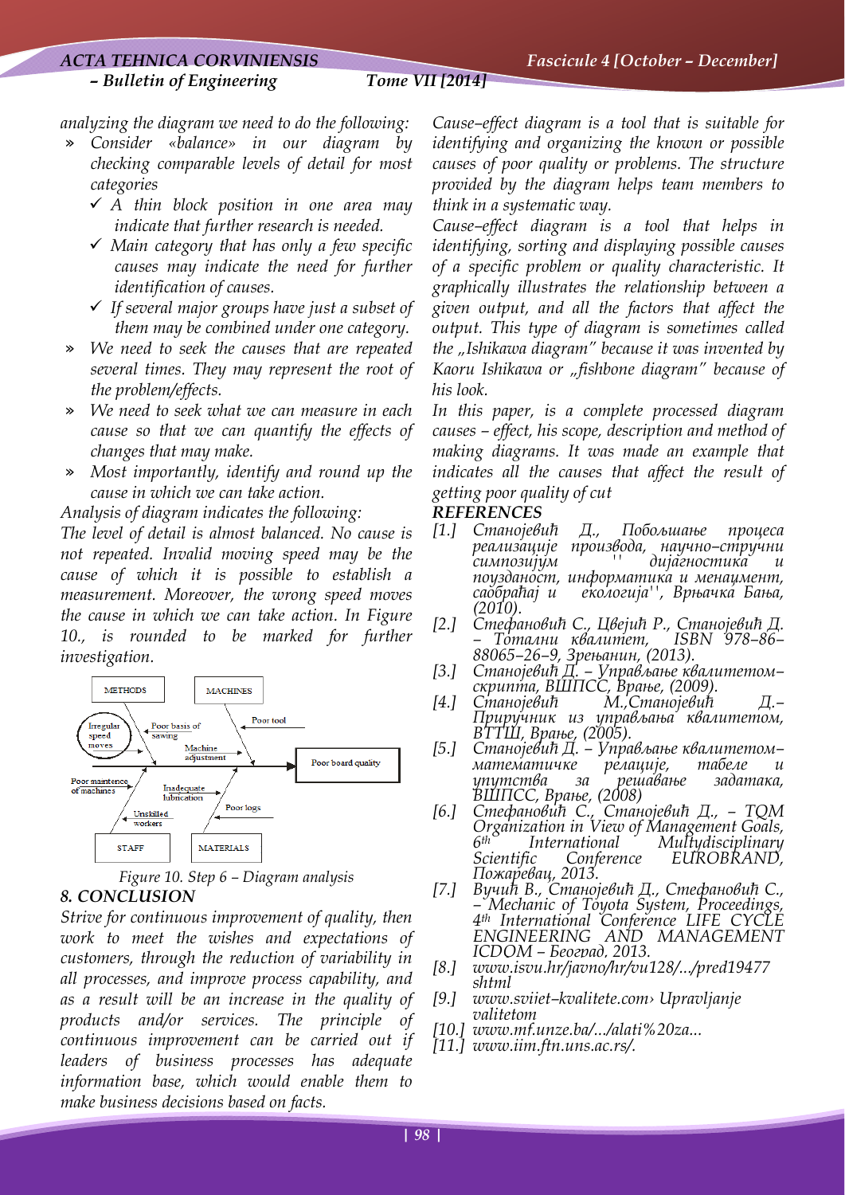analyzing the diagram we need to do the following:

- Consider «balance» in our diagram by checking comparable levels of detail for most categories
  - ✓ A thin block position in one area may indicate that further research is needed.
  - ✓ Main category that has only a few specific causes may indicate the need for further identification of causes.
  - ✓ If several major groups have just a subset of them may be combined under one category.
- We need to seek the causes that are repeated several times. They may represent the root of the problem/effects.
- We need to seek what we can measure in each cause so that we can quantify the effects of changes that may make.
- Most importantly, identify and round up the cause in which we can take action.

Analysis of diagram indicates the following:

The level of detail is almost balanced. No cause is not repeated. Invalid moving speed may be the cause of which it is possible to establish a measurement. Moreover, the wrong speed moves the cause in which we can take action. In Figure 10., is rounded to be marked for further investigation.

METHODS
MACHINES
Irregular speed moves
Poor basis of sawing
Poor tool
Machine adjustment
Poor board quality
Poor maintence of machines
Inadequate lubrication
Poor logs
Unskilled workers
STAFF
MATERIALS

Figure 10. Step 6 – Diagram analysis

## 8. CONCLUSION

Strive for continuous improvement of quality, then work to meet the wishes and expectations of customers, through the reduction of variability in all processes, and improve process capability, and as a result will be an increase in the quality of products and/or services. The principle of continuous improvement can be carried out if leaders of business processes has adequate information base, which would enable them to make business decisions based on facts.

Cause–effect diagram is a tool that is suitable for identifying and organizing the known or possible causes of poor quality or problems. The structure provided by the diagram helps team members to think in a systematic way.

Cause–effect diagram is a tool that helps in identifying, sorting and displaying possible causes of a specific problem or quality characteristic. It graphically illustrates the relationship between a given output, and all the factors that affect the output. This type of diagram is sometimes called the „Ishikawa diagram" because it was invented by Kaoru Ishikawa or „fishbone diagram" because of his look.

In this paper, is a complete processed diagram causes – effect, his scope, description and method of making diagrams. It was made an example that indicates all the causes that affect the result of getting poor quality of cut

## REFERENCES

[1.] Станојевић Д., Побољшање процеса реализације производа, научно–стручни симпозијум '' дијагностика и поузданост, информатика и менаџмент, саобраћај и екологија'', Врњачка Бања, (2010).

[2.] Стефановић С., Цвејић Р., Станојевић Д. – Тотални квалитет, ISBN 978–86–88065–26–9, Зрењанин, (2013).

[3.] Станојевић Д. – Управљање квалитетом– скрипта, ВШПСС, Врање, (2009).

[4.] Станојевић М.,Станојевић Д.– Приручник из управљања квалитетом, ВТТШ, Врање, (2005).

[5.] Станојевић Д. – Управљање квалитетом– математичке релације, табеле и упутства за решавање задатака, ВШПСС, Врање, (2008)

[6.] Стефановић С., Станојевић Д., – TQM Organization in View of Management Goals, 6th International Multydisciplinary Scientific Conference EUROBRAND, Пожаревац, 2013.

[7.] Вучић В., Станојевић Д., Стефановић С., – Mechanic of Toyota System, Proceedings, 4th International Conference LIFE CYCLE ENGINEERING AND MANAGEMENT ICDOM – Београд, 2013.

[8.] www.isvu.hr/javno/hr/vu128/.../pred19477 shtml

[9.] www.sviiet–kvalitete.com› Upravljanje valitetom

[10.] www.mf.unze.ba/.../alati%20za...

[11.] www.iim.ftn.uns.ac.rs/.